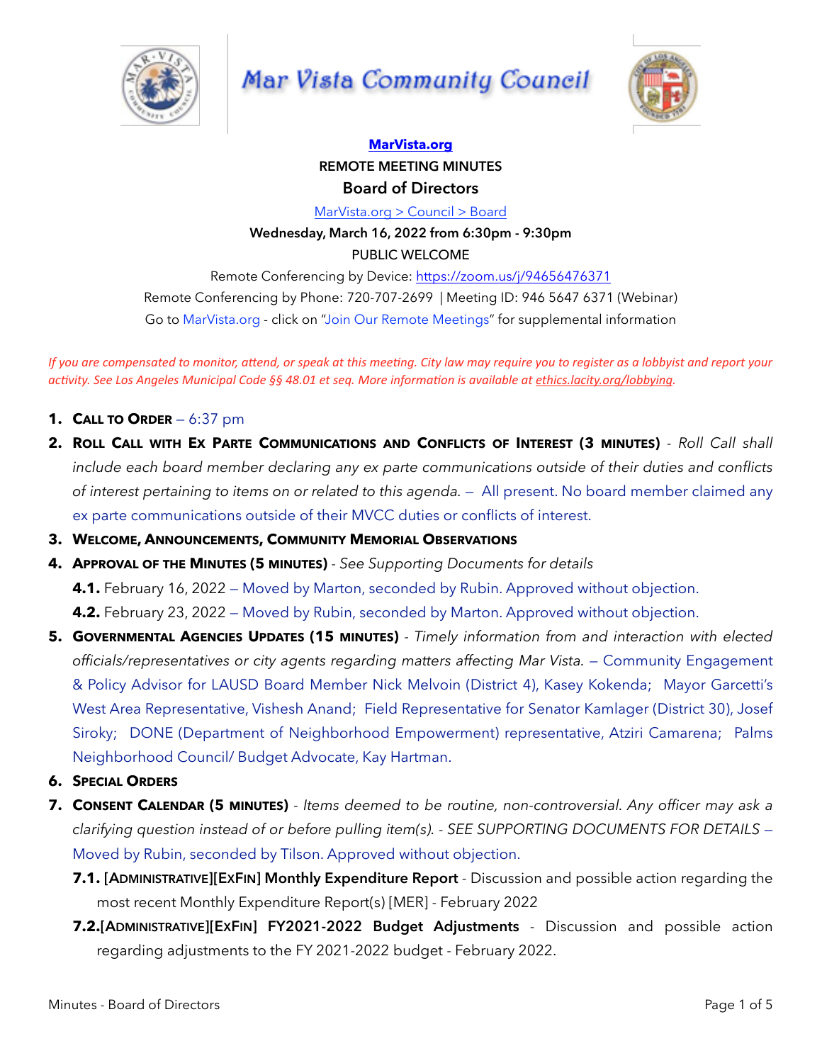# Mar Vista Community Council

**[MarVista.org](MarVista.org)**

**REMOTE MEETING MINUTES**

## Board of Directors

MarVista.org > Council > Board

**Wednesday, March 16, 2022 from 6:30pm - 9:30pm**

PUBLIC WELCOME

Remote Conferencing by Device: https://zoom.us/j/94656476371

Remote Conferencing by Phone: 720-707-2699 | Meeting ID: 946 5647 6371 (Webinar)

Go to MarVista.org - click on "Join Our Remote Meetings" for supplemental information

*If you are compensated to monitor, attend, or speak at this meeting. City law may require you to register as a lobbyist and report your activity. See Los Angeles Municipal Code §§ 48.01 et seq. More information is available at ethics.lacity.org/lobbying.*

1. **CALL TO ORDER** – 6:37 pm
2. **ROLL CALL WITH EX PARTE COMMUNICATIONS AND CONFLICTS OF INTEREST (3 MINUTES)** - *Roll Call shall include each board member declaring any ex parte communications outside of their duties and conflicts of interest pertaining to items on or related to this agenda.* – All present. No board member claimed any ex parte communications outside of their MVCC duties or conflicts of interest.
3. **WELCOME, ANNOUNCEMENTS, COMMUNITY MEMORIAL OBSERVATIONS**
4. **APPROVAL OF THE MINUTES (5 MINUTES)** - *See Supporting Documents for details*
   - **4.1.** February 16, 2022 – Moved by Marton, seconded by Rubin. Approved without objection.
   - **4.2.** February 23, 2022 – Moved by Rubin, seconded by Marton. Approved without objection.
5. **GOVERNMENTAL AGENCIES UPDATES (15 MINUTES)** - *Timely information from and interaction with elected officials/representatives or city agents regarding matters affecting Mar Vista.* – Community Engagement & Policy Advisor for LAUSD Board Member Nick Melvoin (District 4), Kasey Kokenda; Mayor Garcetti's West Area Representative, Vishesh Anand; Field Representative for Senator Kamlager (District 30), Josef Siroky; DONE (Department of Neighborhood Empowerment) representative, Atziri Camarena; Palms Neighborhood Council/ Budget Advocate, Kay Hartman.
6. **SPECIAL ORDERS**
7. **CONSENT CALENDAR (5 MINUTES)** - *Items deemed to be routine, non-controversial. Any officer may ask a clarifying question instead of or before pulling item(s). - SEE SUPPORTING DOCUMENTS FOR DETAILS* – Moved by Rubin, seconded by Tilson. Approved without objection.
   - **7.1. [ADMINISTRATIVE][EXFIN] Monthly Expenditure Report** - Discussion and possible action regarding the most recent Monthly Expenditure Report(s) [MER] - February 2022
   - **7.2. [ADMINISTRATIVE][EXFIN] FY2021-2022 Budget Adjustments** - Discussion and possible action regarding adjustments to the FY 2021-2022 budget - February 2022.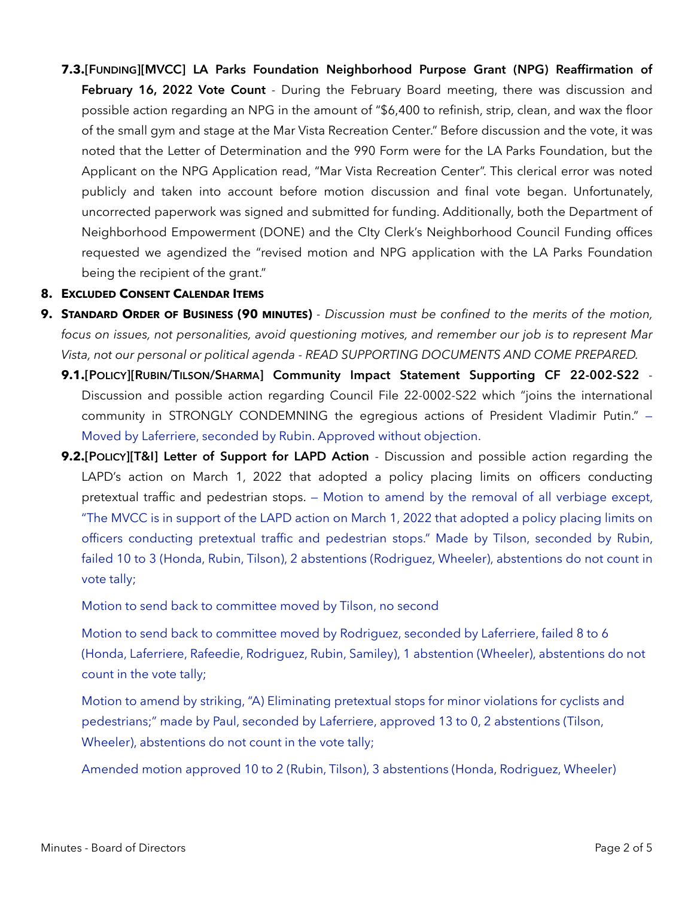**7.3.[FUNDING][MVCC] LA Parks Foundation Neighborhood Purpose Grant (NPG) Reaffirmation of February 16, 2022 Vote Count** - During the February Board meeting, there was discussion and possible action regarding an NPG in the amount of "$6,400 to refinish, strip, clean, and wax the floor of the small gym and stage at the Mar Vista Recreation Center." Before discussion and the vote, it was noted that the Letter of Determination and the 990 Form were for the LA Parks Foundation, but the Applicant on the NPG Application read, "Mar Vista Recreation Center". This clerical error was noted publicly and taken into account before motion discussion and final vote began. Unfortunately, uncorrected paperwork was signed and submitted for funding. Additionally, both the Department of Neighborhood Empowerment (DONE) and the CIty Clerk's Neighborhood Council Funding offices requested we agendized the "revised motion and NPG application with the LA Parks Foundation being the recipient of the grant."

**8. EXCLUDED CONSENT CALENDAR ITEMS**

**9. STANDARD ORDER OF BUSINESS (90 MINUTES)** - *Discussion must be confined to the merits of the motion, focus on issues, not personalities, avoid questioning motives, and remember our job is to represent Mar Vista, not our personal or political agenda - READ SUPPORTING DOCUMENTS AND COME PREPARED.*

**9.1.[POLICY][RUBIN/TILSON/SHARMA] Community Impact Statement Supporting CF 22-002-S22** - Discussion and possible action regarding Council File 22-0002-S22 which "joins the international community in STRONGLY CONDEMNING the egregious actions of President Vladimir Putin." – Moved by Laferriere, seconded by Rubin. Approved without objection.

**9.2.[POLICY][T&I] Letter of Support for LAPD Action** - Discussion and possible action regarding the LAPD's action on March 1, 2022 that adopted a policy placing limits on officers conducting pretextual traffic and pedestrian stops. – Motion to amend by the removal of all verbiage except, "The MVCC is in support of the LAPD action on March 1, 2022 that adopted a policy placing limits on officers conducting pretextual traffic and pedestrian stops." Made by Tilson, seconded by Rubin, failed 10 to 3 (Honda, Rubin, Tilson), 2 abstentions (Rodriguez, Wheeler), abstentions do not count in vote tally;

Motion to send back to committee moved by Tilson, no second

Motion to send back to committee moved by Rodriguez, seconded by Laferriere, failed 8 to 6 (Honda, Laferriere, Rafeedie, Rodriguez, Rubin, Samiley), 1 abstention (Wheeler), abstentions do not count in the vote tally;

Motion to amend by striking, "A) Eliminating pretextual stops for minor violations for cyclists and pedestrians;" made by Paul, seconded by Laferriere, approved 13 to 0, 2 abstentions (Tilson, Wheeler), abstentions do not count in the vote tally;

Amended motion approved 10 to 2 (Rubin, Tilson), 3 abstentions (Honda, Rodriguez, Wheeler)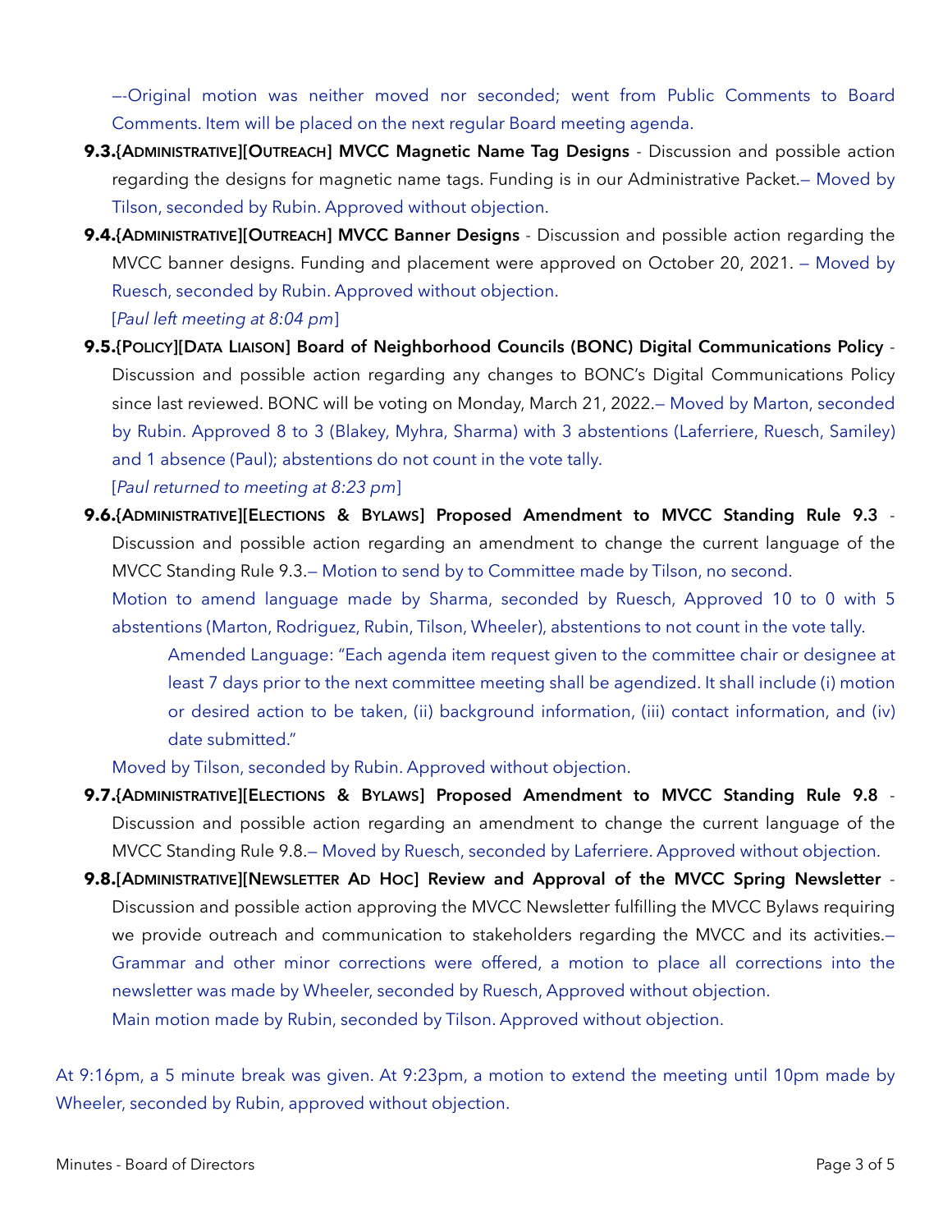—-Original motion was neither moved nor seconded; went from Public Comments to Board Comments. Item will be placed on the next regular Board meeting agenda.

**9.3.{ADMINISTRATIVE][OUTREACH] MVCC Magnetic Name Tag Designs** - Discussion and possible action regarding the designs for magnetic name tags. Funding is in our Administrative Packet.— Moved by Tilson, seconded by Rubin. Approved without objection.

**9.4.{ADMINISTRATIVE][OUTREACH] MVCC Banner Designs** - Discussion and possible action regarding the MVCC banner designs. Funding and placement were approved on October 20, 2021. — Moved by Ruesch, seconded by Rubin. Approved without objection.

[*Paul left meeting at 8:04 pm*]

**9.5.{POLICY][DATA LIAISON] Board of Neighborhood Councils (BONC) Digital Communications Policy** - Discussion and possible action regarding any changes to BONC's Digital Communications Policy since last reviewed. BONC will be voting on Monday, March 21, 2022.— Moved by Marton, seconded by Rubin. Approved 8 to 3 (Blakey, Myhra, Sharma) with 3 abstentions (Laferriere, Ruesch, Samiley) and 1 absence (Paul); abstentions do not count in the vote tally.

[*Paul returned to meeting at 8:23 pm*]

**9.6.{ADMINISTRATIVE][ELECTIONS & BYLAWS] Proposed Amendment to MVCC Standing Rule 9.3** - Discussion and possible action regarding an amendment to change the current language of the MVCC Standing Rule 9.3.— Motion to send by to Committee made by Tilson, no second.

Motion to amend language made by Sharma, seconded by Ruesch, Approved 10 to 0 with 5 abstentions (Marton, Rodriguez, Rubin, Tilson, Wheeler), abstentions to not count in the vote tally.

> Amended Language: "Each agenda item request given to the committee chair or designee at least 7 days prior to the next committee meeting shall be agendized. It shall include (i) motion or desired action to be taken, (ii) background information, (iii) contact information, and (iv) date submitted."

Moved by Tilson, seconded by Rubin. Approved without objection.

**9.7.{ADMINISTRATIVE][ELECTIONS & BYLAWS] Proposed Amendment to MVCC Standing Rule 9.8** - Discussion and possible action regarding an amendment to change the current language of the MVCC Standing Rule 9.8.— Moved by Ruesch, seconded by Laferriere. Approved without objection.

**9.8.[ADMINISTRATIVE][NEWSLETTER AD HOC] Review and Approval of the MVCC Spring Newsletter** - Discussion and possible action approving the MVCC Newsletter fulfilling the MVCC Bylaws requiring we provide outreach and communication to stakeholders regarding the MVCC and its activities.— Grammar and other minor corrections were offered, a motion to place all corrections into the newsletter was made by Wheeler, seconded by Ruesch, Approved without objection.

Main motion made by Rubin, seconded by Tilson. Approved without objection.

At 9:16pm, a 5 minute break was given. At 9:23pm, a motion to extend the meeting until 10pm made by Wheeler, seconded by Rubin, approved without objection.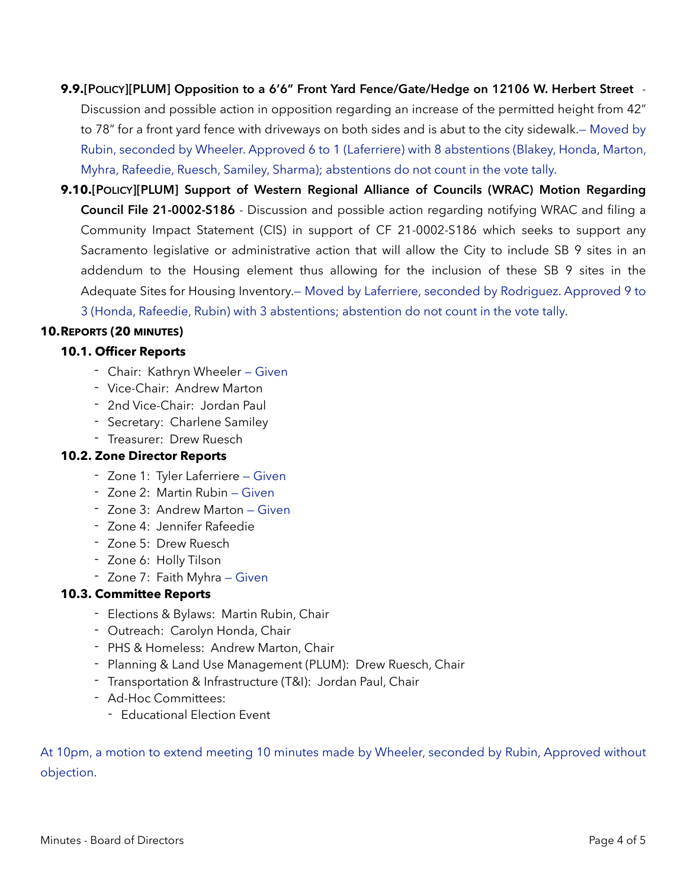**9.9.**[**POLICY**][**PLUM**] **Opposition to a 6'6" Front Yard Fence/Gate/Hedge on 12106 W. Herbert Street** - Discussion and possible action in opposition regarding an increase of the permitted height from 42" to 78" for a front yard fence with driveways on both sides and is abut to the city sidewalk.— Moved by Rubin, seconded by Wheeler. Approved 6 to 1 (Laferriere) with 8 abstentions (Blakey, Honda, Marton, Myhra, Rafeedie, Ruesch, Samiley, Sharma); abstentions do not count in the vote tally.

**9.10.**[**POLICY**][**PLUM**] **Support of Western Regional Alliance of Councils (WRAC) Motion Regarding Council File 21-0002-S186** - Discussion and possible action regarding notifying WRAC and filing a Community Impact Statement (CIS) in support of CF 21-0002-S186 which seeks to support any Sacramento legislative or administrative action that will allow the City to include SB 9 sites in an addendum to the Housing element thus allowing for the inclusion of these SB 9 sites in the Adequate Sites for Housing Inventory.— Moved by Laferriere, seconded by Rodriguez. Approved 9 to 3 (Honda, Rafeedie, Rubin) with 3 abstentions; abstention do not count in the vote tally.

## 10. REPORTS (20 MINUTES)

### 10.1. Officer Reports

- Chair: Kathryn Wheeler — Given
- Vice-Chair: Andrew Marton
- 2nd Vice-Chair: Jordan Paul
- Secretary: Charlene Samiley
- Treasurer: Drew Ruesch

### 10.2. Zone Director Reports

- Zone 1: Tyler Laferriere — Given
- Zone 2: Martin Rubin — Given
- Zone 3: Andrew Marton — Given
- Zone 4: Jennifer Rafeedie
- Zone 5: Drew Ruesch
- Zone 6: Holly Tilson
- Zone 7: Faith Myhra — Given

### 10.3. Committee Reports

- Elections & Bylaws: Martin Rubin, Chair
- Outreach: Carolyn Honda, Chair
- PHS & Homeless: Andrew Marton, Chair
- Planning & Land Use Management (PLUM): Drew Ruesch, Chair
- Transportation & Infrastructure (T&I): Jordan Paul, Chair
- Ad-Hoc Committees:
  - Educational Election Event

At 10pm, a motion to extend meeting 10 minutes made by Wheeler, seconded by Rubin, Approved without objection.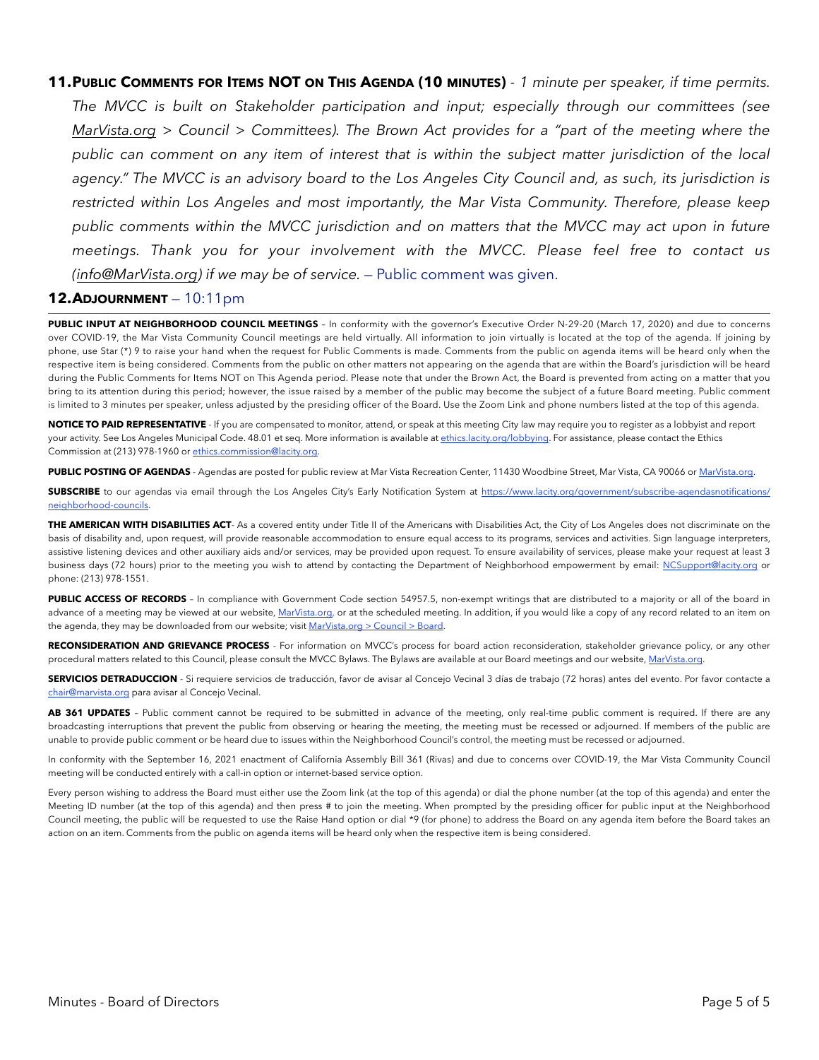## 11. PUBLIC COMMENTS FOR ITEMS NOT ON THIS AGENDA (10 MINUTES) - *1 minute per speaker, if time permits. The MVCC is built on Stakeholder participation and input; especially through our committees (see MarVista.org > Council > Committees). The Brown Act provides for a "part of the meeting where the public can comment on any item of interest that is within the subject matter jurisdiction of the local agency." The MVCC is an advisory board to the Los Angeles City Council and, as such, its jurisdiction is restricted within Los Angeles and most importantly, the Mar Vista Community. Therefore, please keep public comments within the MVCC jurisdiction and on matters that the MVCC may act upon in future meetings. Thank you for your involvement with the MVCC. Please feel free to contact us (info@MarVista.org) if we may be of service.* — Public comment was given.

## 12. ADJOURNMENT — 10:11pm

---

**PUBLIC INPUT AT NEIGHBORHOOD COUNCIL MEETINGS** – In conformity with the governor's Executive Order N-29-20 (March 17, 2020) and due to concerns over COVID-19, the Mar Vista Community Council meetings are held virtually. All information to join virtually is located at the top of the agenda. If joining by phone, use Star (*) 9 to raise your hand when the request for Public Comments is made. Comments from the public on agenda items will be heard only when the respective item is being considered. Comments from the public on other matters not appearing on the agenda that are within the Board's jurisdiction will be heard during the Public Comments for Items NOT on This Agenda period. Please note that under the Brown Act, the Board is prevented from acting on a matter that you bring to its attention during this period; however, the issue raised by a member of the public may become the subject of a future Board meeting. Public comment is limited to 3 minutes per speaker, unless adjusted by the presiding officer of the Board. Use the Zoom Link and phone numbers listed at the top of this agenda.

**NOTICE TO PAID REPRESENTATIVE** - If you are compensated to monitor, attend, or speak at this meeting City law may require you to register as a lobbyist and report your activity. See Los Angeles Municipal Code. 48.01 et seq. More information is available at ethics.lacity.org/lobbying. For assistance, please contact the Ethics Commission at (213) 978-1960 or ethics.commission@lacity.org.

**PUBLIC POSTING OF AGENDAS** - Agendas are posted for public review at Mar Vista Recreation Center, 11430 Woodbine Street, Mar Vista, CA 90066 or MarVista.org.

**SUBSCRIBE** to our agendas via email through the Los Angeles City's Early Notification System at https://www.lacity.org/government/subscribe-agendasnotifications/neighborhood-councils.

**THE AMERICAN WITH DISABILITIES ACT**- As a covered entity under Title II of the Americans with Disabilities Act, the City of Los Angeles does not discriminate on the basis of disability and, upon request, will provide reasonable accommodation to ensure equal access to its programs, services and activities. Sign language interpreters, assistive listening devices and other auxiliary aids and/or services, may be provided upon request. To ensure availability of services, please make your request at least 3 business days (72 hours) prior to the meeting you wish to attend by contacting the Department of Neighborhood empowerment by email: NCSupport@lacity.org or phone: (213) 978-1551.

**PUBLIC ACCESS OF RECORDS** – In compliance with Government Code section 54957.5, non-exempt writings that are distributed to a majority or all of the board in advance of a meeting may be viewed at our website, MarVista.org, or at the scheduled meeting. In addition, if you would like a copy of any record related to an item on the agenda, they may be downloaded from our website; visit MarVista.org > Council > Board.

**RECONSIDERATION AND GRIEVANCE PROCESS** - For information on MVCC's process for board action reconsideration, stakeholder grievance policy, or any other procedural matters related to this Council, please consult the MVCC Bylaws. The Bylaws are available at our Board meetings and our website, MarVista.org.

**SERVICIOS DETRADUCCION** - Si requiere servicios de traducción, favor de avisar al Concejo Vecinal 3 días de trabajo (72 horas) antes del evento. Por favor contacte a chair@marvista.org para avisar al Concejo Vecinal.

**AB 361 UPDATES** – Public comment cannot be required to be submitted in advance of the meeting, only real-time public comment is required. If there are any broadcasting interruptions that prevent the public from observing or hearing the meeting, the meeting must be recessed or adjourned. If members of the public are unable to provide public comment or be heard due to issues within the Neighborhood Council's control, the meeting must be recessed or adjourned.

In conformity with the September 16, 2021 enactment of California Assembly Bill 361 (Rivas) and due to concerns over COVID-19, the Mar Vista Community Council meeting will be conducted entirely with a call-in option or internet-based service option.

Every person wishing to address the Board must either use the Zoom link (at the top of this agenda) or dial the phone number (at the top of this agenda) and enter the Meeting ID number (at the top of this agenda) and then press # to join the meeting. When prompted by the presiding officer for public input at the Neighborhood Council meeting, the public will be requested to use the Raise Hand option or dial *9 (for phone) to address the Board on any agenda item before the Board takes an action on an item. Comments from the public on agenda items will be heard only when the respective item is being considered.